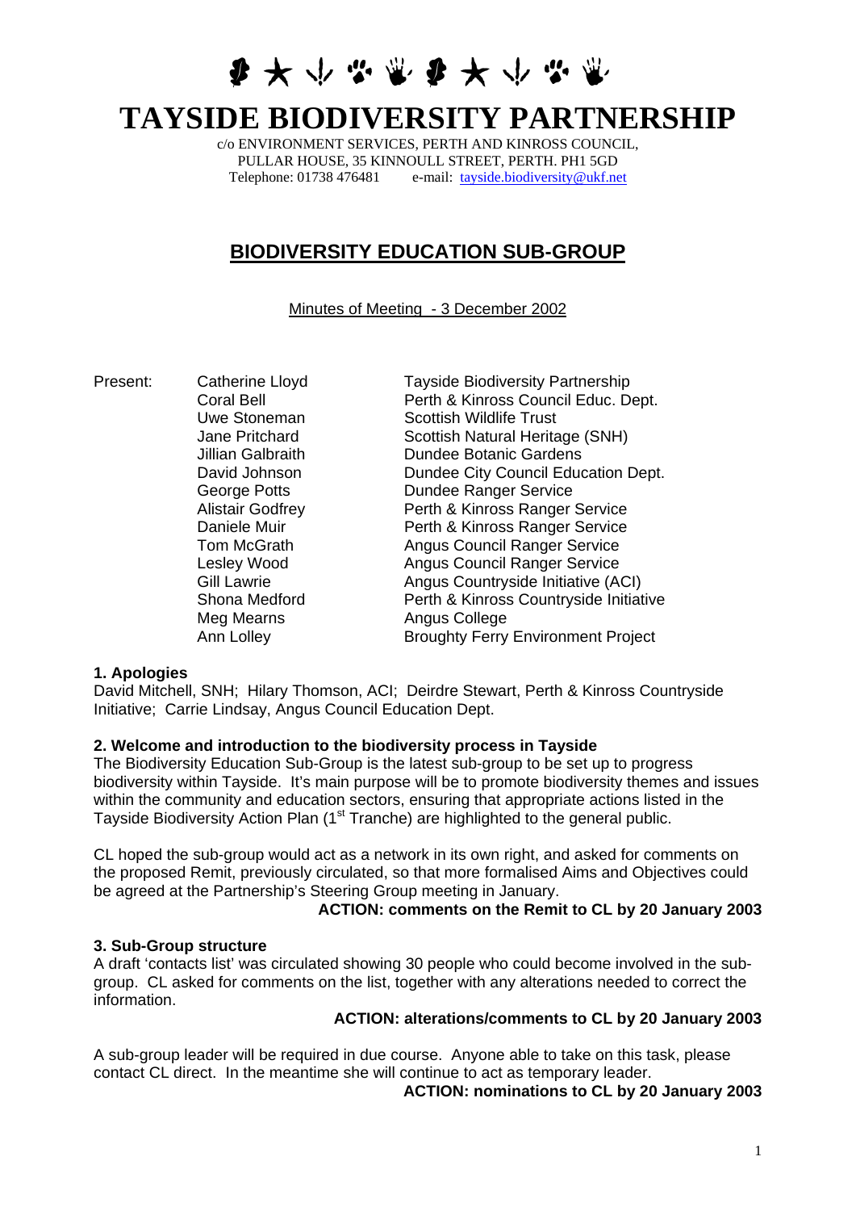# TAYSIDE BIODIVERSITY PARTNERSHIP

c/o ENVIRONMENT SERVICES, PERTH AND KINROSS COUNCIL,
PULLAR HOUSE, 35 KINNOULL STREET, PERTH. PH1 5GD
Telephone: 01738 476481 e-mail: tayside.biodiversity@ukf.net

## BIODIVERSITY EDUCATION SUB-GROUP

Minutes of Meeting - 3 December 2002

| Present: | | |
|---|---|---|
| | Catherine Lloyd | Tayside Biodiversity Partnership |
| | Coral Bell | Perth & Kinross Council Educ. Dept. |
| | Uwe Stoneman | Scottish Wildlife Trust |
| | Jane Pritchard | Scottish Natural Heritage (SNH) |
| | Jillian Galbraith | Dundee Botanic Gardens |
| | David Johnson | Dundee City Council Education Dept. |
| | George Potts | Dundee Ranger Service |
| | Alistair Godfrey | Perth & Kinross Ranger Service |
| | Daniele Muir | Perth & Kinross Ranger Service |
| | Tom McGrath | Angus Council Ranger Service |
| | Lesley Wood | Angus Council Ranger Service |
| | Gill Lawrie | Angus Countryside Initiative (ACI) |
| | Shona Medford | Perth & Kinross Countryside Initiative |
| | Meg Mearns | Angus College |
| | Ann Lolley | Broughty Ferry Environment Project |

**1. Apologies**

David Mitchell, SNH; Hilary Thomson, ACI; Deirdre Stewart, Perth & Kinross Countryside Initiative; Carrie Lindsay, Angus Council Education Dept.

**2. Welcome and introduction to the biodiversity process in Tayside**

The Biodiversity Education Sub-Group is the latest sub-group to be set up to progress biodiversity within Tayside. It's main purpose will be to promote biodiversity themes and issues within the community and education sectors, ensuring that appropriate actions listed in the Tayside Biodiversity Action Plan (1st Tranche) are highlighted to the general public.

CL hoped the sub-group would act as a network in its own right, and asked for comments on the proposed Remit, previously circulated, so that more formalised Aims and Objectives could be agreed at the Partnership's Steering Group meeting in January.

**ACTION: comments on the Remit to CL by 20 January 2003**

**3. Sub-Group structure**

A draft 'contacts list' was circulated showing 30 people who could become involved in the sub-group. CL asked for comments on the list, together with any alterations needed to correct the information.

**ACTION: alterations/comments to CL by 20 January 2003**

A sub-group leader will be required in due course. Anyone able to take on this task, please contact CL direct. In the meantime she will continue to act as temporary leader.

**ACTION: nominations to CL by 20 January 2003**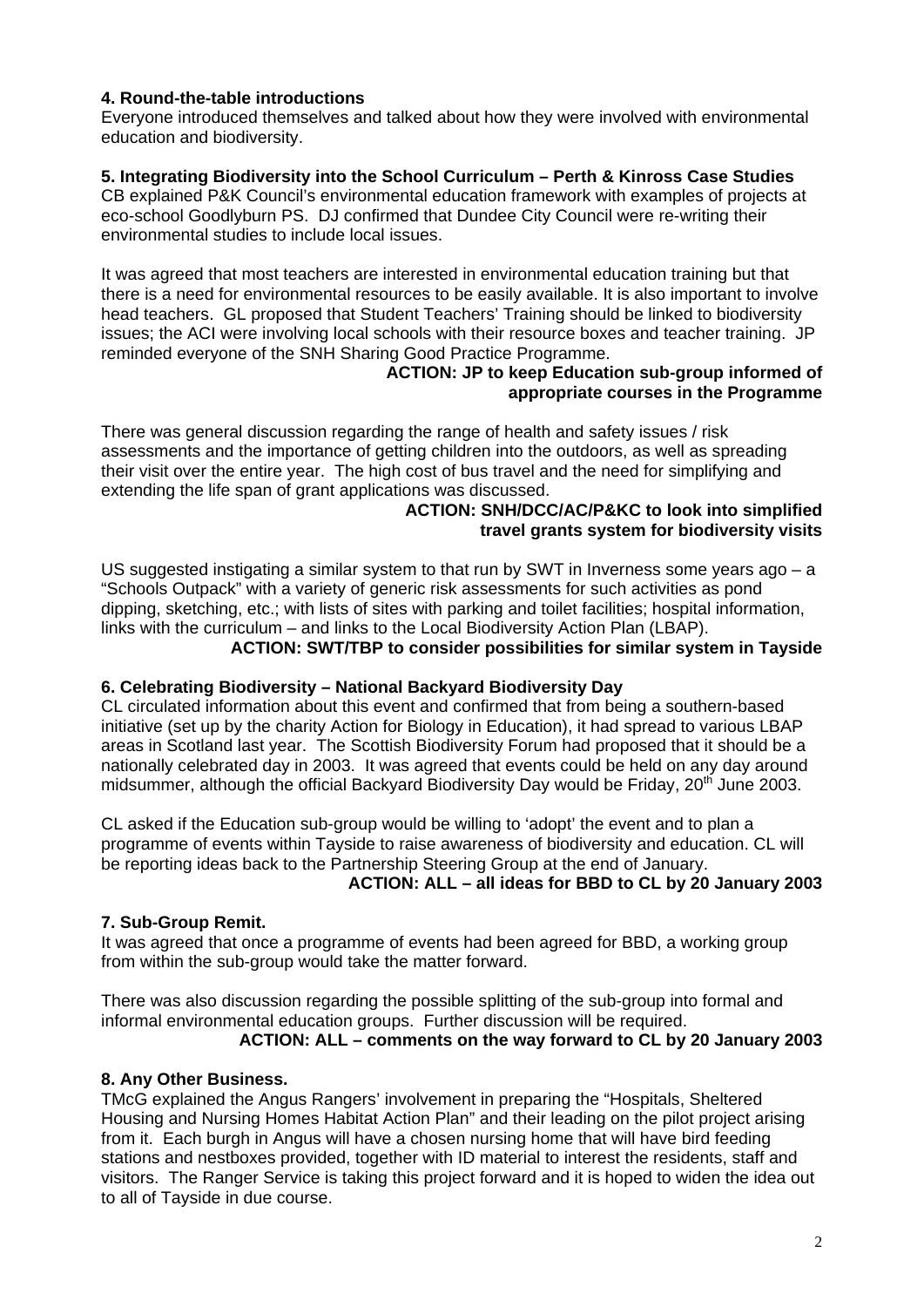**4. Round-the-table introductions**

Everyone introduced themselves and talked about how they were involved with environmental education and biodiversity.

**5. Integrating Biodiversity into the School Curriculum – Perth & Kinross Case Studies**

CB explained P&K Council's environmental education framework with examples of projects at eco-school Goodlyburn PS. DJ confirmed that Dundee City Council were re-writing their environmental studies to include local issues.

It was agreed that most teachers are interested in environmental education training but that there is a need for environmental resources to be easily available. It is also important to involve head teachers. GL proposed that Student Teachers' Training should be linked to biodiversity issues; the ACI were involving local schools with their resource boxes and teacher training. JP reminded everyone of the SNH Sharing Good Practice Programme.

**ACTION: JP to keep Education sub-group informed of appropriate courses in the Programme**

There was general discussion regarding the range of health and safety issues / risk assessments and the importance of getting children into the outdoors, as well as spreading their visit over the entire year. The high cost of bus travel and the need for simplifying and extending the life span of grant applications was discussed.

**ACTION: SNH/DCC/AC/P&KC to look into simplified travel grants system for biodiversity visits**

US suggested instigating a similar system to that run by SWT in Inverness some years ago – a "Schools Outpack" with a variety of generic risk assessments for such activities as pond dipping, sketching, etc.; with lists of sites with parking and toilet facilities; hospital information, links with the curriculum – and links to the Local Biodiversity Action Plan (LBAP).

**ACTION: SWT/TBP to consider possibilities for similar system in Tayside**

**6. Celebrating Biodiversity – National Backyard Biodiversity Day**

CL circulated information about this event and confirmed that from being a southern-based initiative (set up by the charity Action for Biology in Education), it had spread to various LBAP areas in Scotland last year. The Scottish Biodiversity Forum had proposed that it should be a nationally celebrated day in 2003. It was agreed that events could be held on any day around midsummer, although the official Backyard Biodiversity Day would be Friday, 20th June 2003.

CL asked if the Education sub-group would be willing to 'adopt' the event and to plan a programme of events within Tayside to raise awareness of biodiversity and education. CL will be reporting ideas back to the Partnership Steering Group at the end of January.

**ACTION: ALL – all ideas for BBD to CL by 20 January 2003**

**7. Sub-Group Remit.**

It was agreed that once a programme of events had been agreed for BBD, a working group from within the sub-group would take the matter forward.

There was also discussion regarding the possible splitting of the sub-group into formal and informal environmental education groups. Further discussion will be required.

**ACTION: ALL – comments on the way forward to CL by 20 January 2003**

**8. Any Other Business.**

TMcG explained the Angus Rangers' involvement in preparing the "Hospitals, Sheltered Housing and Nursing Homes Habitat Action Plan" and their leading on the pilot project arising from it. Each burgh in Angus will have a chosen nursing home that will have bird feeding stations and nestboxes provided, together with ID material to interest the residents, staff and visitors. The Ranger Service is taking this project forward and it is hoped to widen the idea out to all of Tayside in due course.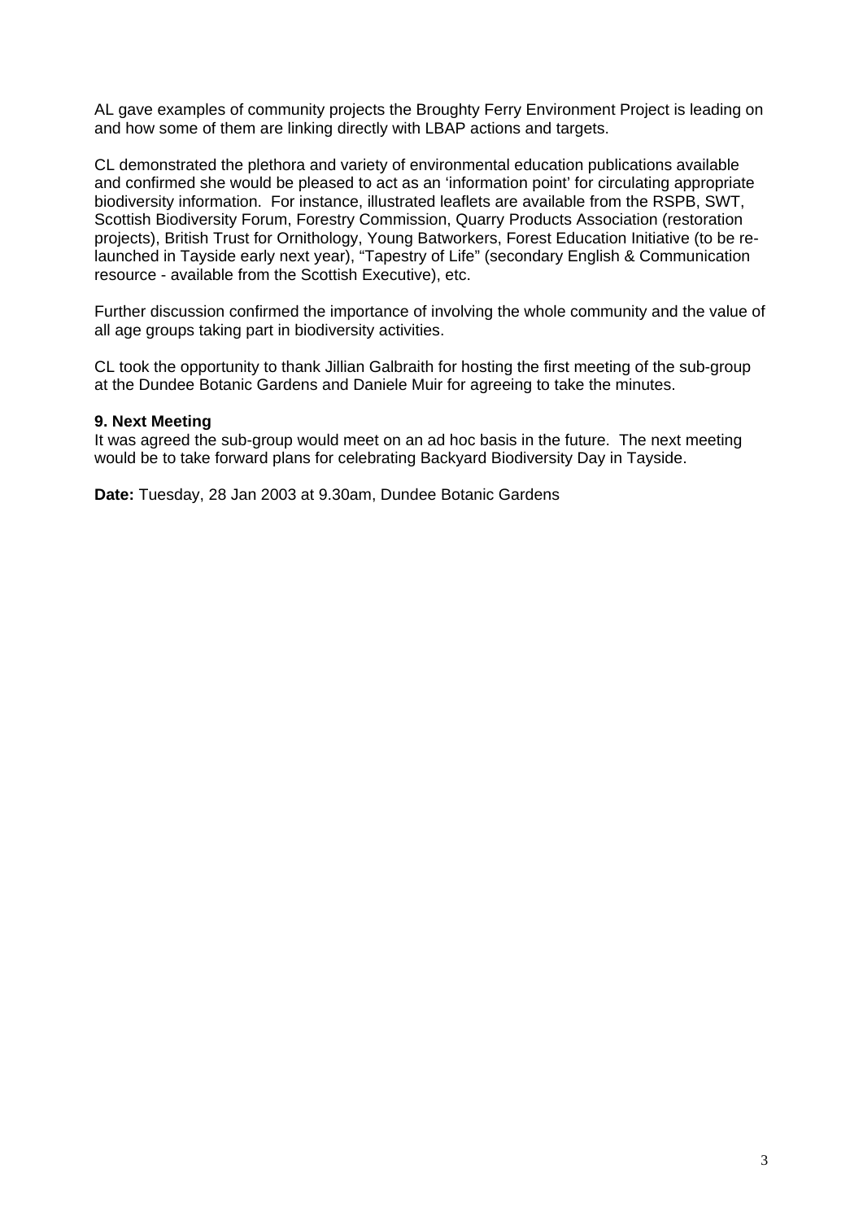AL gave examples of community projects the Broughty Ferry Environment Project is leading on and how some of them are linking directly with LBAP actions and targets.

CL demonstrated the plethora and variety of environmental education publications available and confirmed she would be pleased to act as an 'information point' for circulating appropriate biodiversity information. For instance, illustrated leaflets are available from the RSPB, SWT, Scottish Biodiversity Forum, Forestry Commission, Quarry Products Association (restoration projects), British Trust for Ornithology, Young Batworkers, Forest Education Initiative (to be re-launched in Tayside early next year), "Tapestry of Life" (secondary English & Communication resource - available from the Scottish Executive), etc.

Further discussion confirmed the importance of involving the whole community and the value of all age groups taking part in biodiversity activities.

CL took the opportunity to thank Jillian Galbraith for hosting the first meeting of the sub-group at the Dundee Botanic Gardens and Daniele Muir for agreeing to take the minutes.

**9. Next Meeting**

It was agreed the sub-group would meet on an ad hoc basis in the future. The next meeting would be to take forward plans for celebrating Backyard Biodiversity Day in Tayside.

**Date:** Tuesday, 28 Jan 2003 at 9.30am, Dundee Botanic Gardens